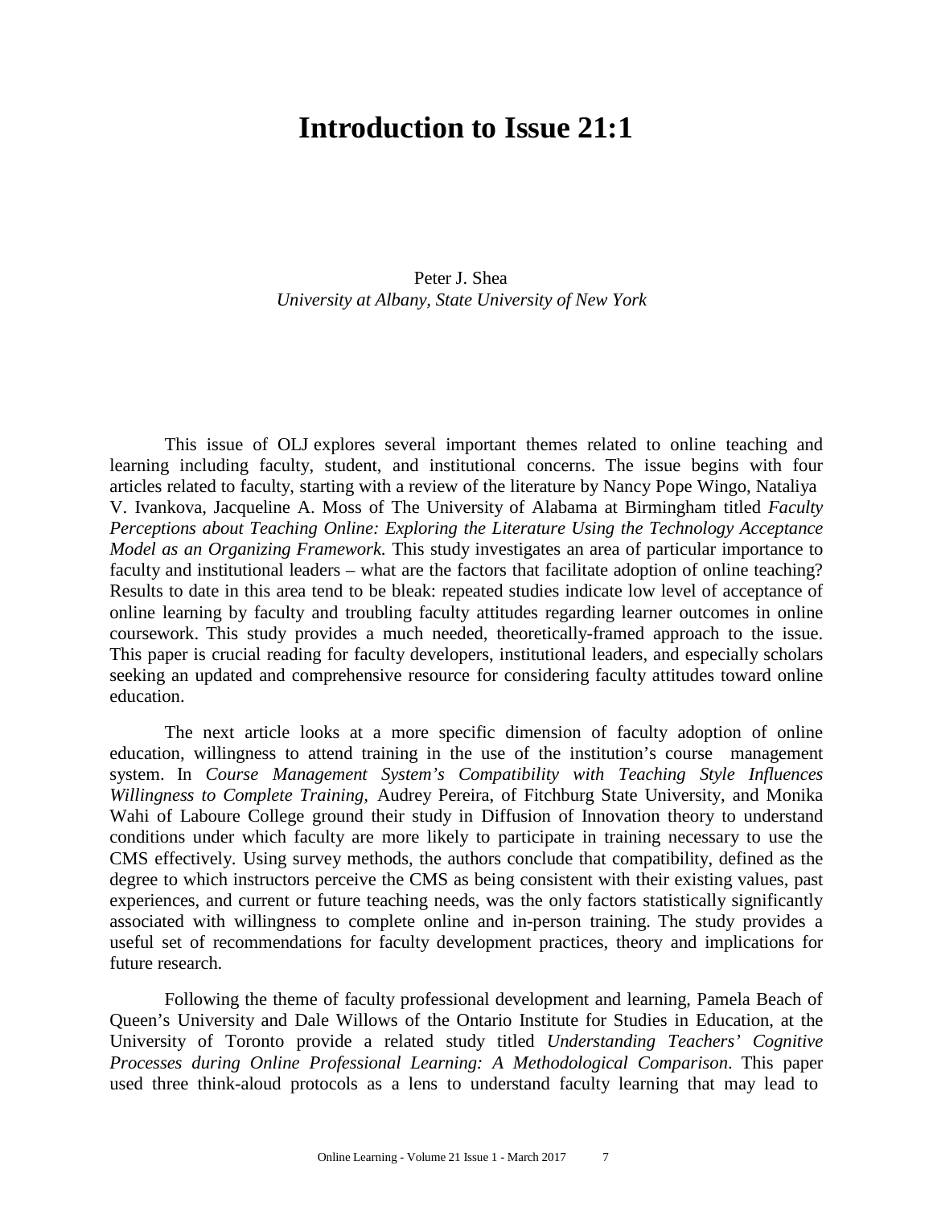# Introduction to Issue 21:1

Peter J. Shea
*University at Albany, State University of New York*

This issue of OLJ explores several important themes related to online teaching and learning including faculty, student, and institutional concerns. The issue begins with four articles related to faculty, starting with a review of the literature by Nancy Pope Wingo, Nataliya V. Ivankova, Jacqueline A. Moss of The University of Alabama at Birmingham titled *Faculty Perceptions about Teaching Online: Exploring the Literature Using the Technology Acceptance Model as an Organizing Framework.* This study investigates an area of particular importance to faculty and institutional leaders – what are the factors that facilitate adoption of online teaching? Results to date in this area tend to be bleak: repeated studies indicate low level of acceptance of online learning by faculty and troubling faculty attitudes regarding learner outcomes in online coursework. This study provides a much needed, theoretically-framed approach to the issue. This paper is crucial reading for faculty developers, institutional leaders, and especially scholars seeking an updated and comprehensive resource for considering faculty attitudes toward online education.

The next article looks at a more specific dimension of faculty adoption of online education, willingness to attend training in the use of the institution's course management system. In *Course Management System's Compatibility with Teaching Style Influences Willingness to Complete Training,* Audrey Pereira, of Fitchburg State University, and Monika Wahi of Laboure College ground their study in Diffusion of Innovation theory to understand conditions under which faculty are more likely to participate in training necessary to use the CMS effectively. Using survey methods, the authors conclude that compatibility, defined as the degree to which instructors perceive the CMS as being consistent with their existing values, past experiences, and current or future teaching needs, was the only factors statistically significantly associated with willingness to complete online and in-person training. The study provides a useful set of recommendations for faculty development practices, theory and implications for future research.

Following the theme of faculty professional development and learning, Pamela Beach of Queen's University and Dale Willows of the Ontario Institute for Studies in Education, at the University of Toronto provide a related study titled *Understanding Teachers' Cognitive Processes during Online Professional Learning: A Methodological Comparison*. This paper used three think-aloud protocols as a lens to understand faculty learning that may lead to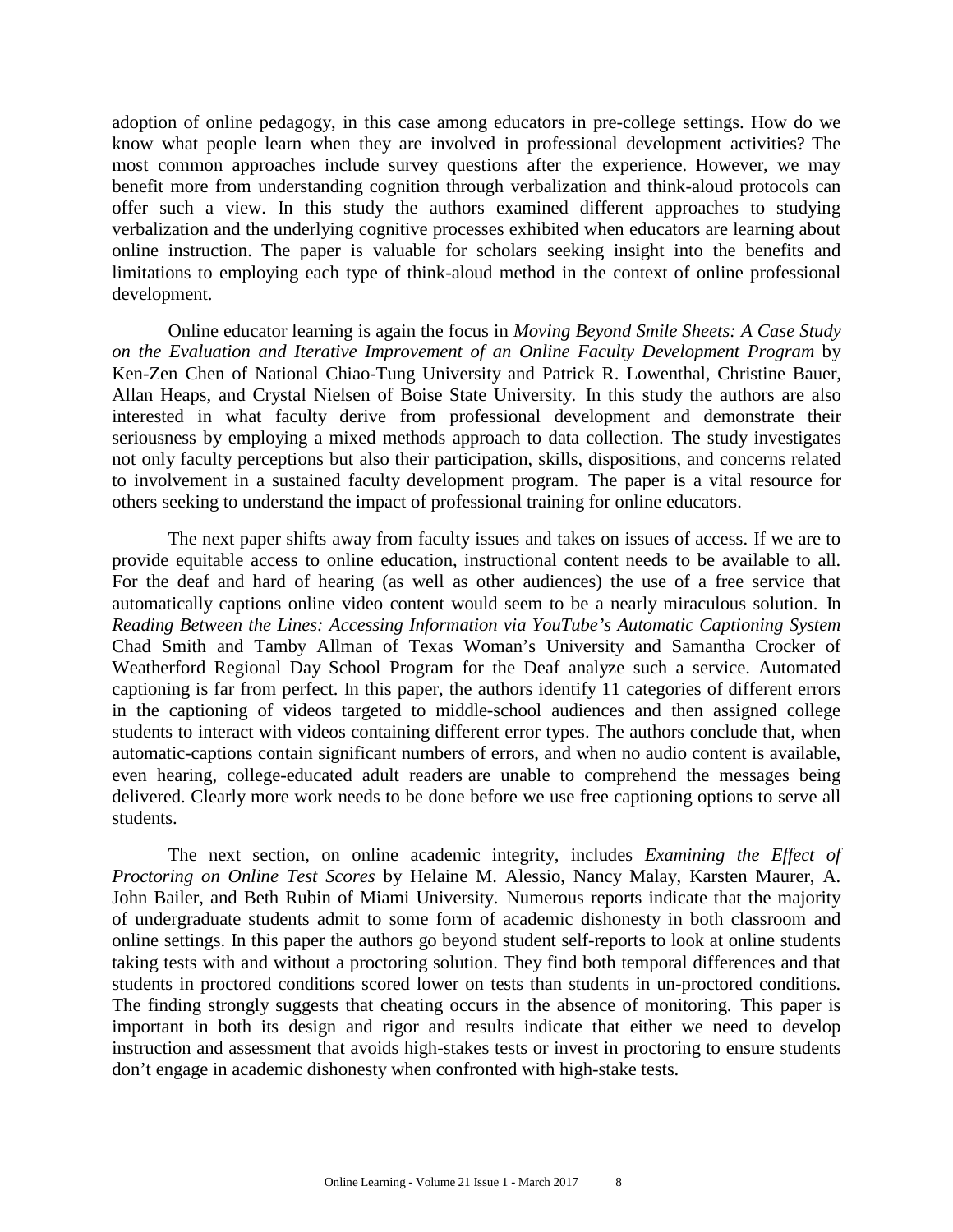adoption of online pedagogy, in this case among educators in pre-college settings. How do we know what people learn when they are involved in professional development activities? The most common approaches include survey questions after the experience. However, we may benefit more from understanding cognition through verbalization and think-aloud protocols can offer such a view. In this study the authors examined different approaches to studying verbalization and the underlying cognitive processes exhibited when educators are learning about online instruction. The paper is valuable for scholars seeking insight into the benefits and limitations to employing each type of think-aloud method in the context of online professional development.

Online educator learning is again the focus in *Moving Beyond Smile Sheets: A Case Study on the Evaluation and Iterative Improvement of an Online Faculty Development Program* by Ken-Zen Chen of National Chiao-Tung University and Patrick R. Lowenthal, Christine Bauer, Allan Heaps, and Crystal Nielsen of Boise State University. In this study the authors are also interested in what faculty derive from professional development and demonstrate their seriousness by employing a mixed methods approach to data collection. The study investigates not only faculty perceptions but also their participation, skills, dispositions, and concerns related to involvement in a sustained faculty development program. The paper is a vital resource for others seeking to understand the impact of professional training for online educators.

The next paper shifts away from faculty issues and takes on issues of access. If we are to provide equitable access to online education, instructional content needs to be available to all. For the deaf and hard of hearing (as well as other audiences) the use of a free service that automatically captions online video content would seem to be a nearly miraculous solution. In *Reading Between the Lines: Accessing Information via YouTube's Automatic Captioning System* Chad Smith and Tamby Allman of Texas Woman's University and Samantha Crocker of Weatherford Regional Day School Program for the Deaf analyze such a service. Automated captioning is far from perfect. In this paper, the authors identify 11 categories of different errors in the captioning of videos targeted to middle-school audiences and then assigned college students to interact with videos containing different error types. The authors conclude that, when automatic-captions contain significant numbers of errors, and when no audio content is available, even hearing, college-educated adult readers are unable to comprehend the messages being delivered. Clearly more work needs to be done before we use free captioning options to serve all students.

The next section, on online academic integrity, includes *Examining the Effect of Proctoring on Online Test Scores* by Helaine M. Alessio, Nancy Malay, Karsten Maurer, A. John Bailer, and Beth Rubin of Miami University. Numerous reports indicate that the majority of undergraduate students admit to some form of academic dishonesty in both classroom and online settings. In this paper the authors go beyond student self-reports to look at online students taking tests with and without a proctoring solution. They find both temporal differences and that students in proctored conditions scored lower on tests than students in un-proctored conditions. The finding strongly suggests that cheating occurs in the absence of monitoring. This paper is important in both its design and rigor and results indicate that either we need to develop instruction and assessment that avoids high-stakes tests or invest in proctoring to ensure students don't engage in academic dishonesty when confronted with high-stake tests.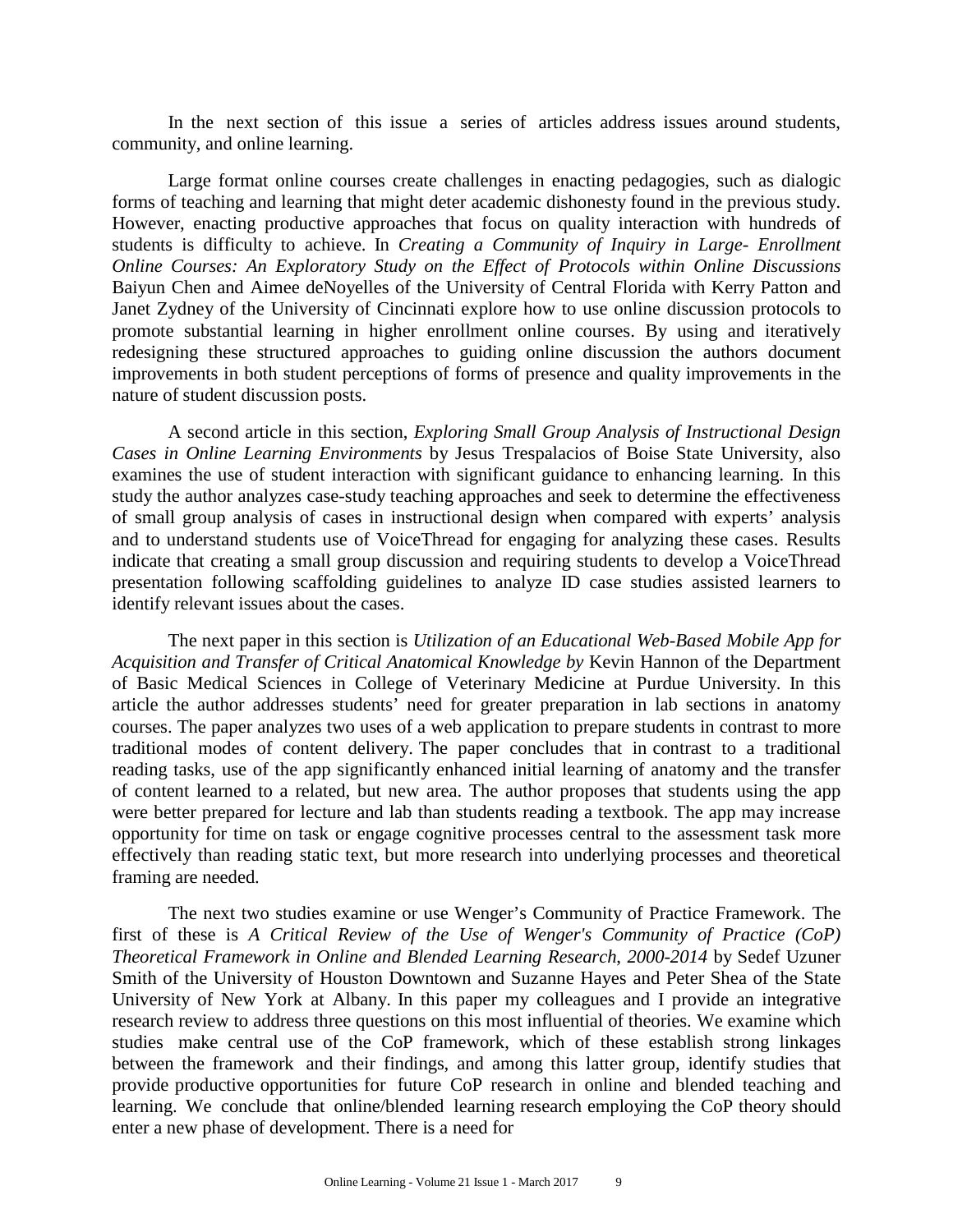In the next section of this issue a series of articles address issues around students, community, and online learning.

Large format online courses create challenges in enacting pedagogies, such as dialogic forms of teaching and learning that might deter academic dishonesty found in the previous study. However, enacting productive approaches that focus on quality interaction with hundreds of students is difficulty to achieve. In *Creating a Community of Inquiry in Large- Enrollment Online Courses: An Exploratory Study on the Effect of Protocols within Online Discussions* Baiyun Chen and Aimee deNoyelles of the University of Central Florida with Kerry Patton and Janet Zydney of the University of Cincinnati explore how to use online discussion protocols to promote substantial learning in higher enrollment online courses. By using and iteratively redesigning these structured approaches to guiding online discussion the authors document improvements in both student perceptions of forms of presence and quality improvements in the nature of student discussion posts.

A second article in this section, *Exploring Small Group Analysis of Instructional Design Cases in Online Learning Environments* by Jesus Trespalacios of Boise State University, also examines the use of student interaction with significant guidance to enhancing learning. In this study the author analyzes case-study teaching approaches and seek to determine the effectiveness of small group analysis of cases in instructional design when compared with experts' analysis and to understand students use of VoiceThread for engaging for analyzing these cases. Results indicate that creating a small group discussion and requiring students to develop a VoiceThread presentation following scaffolding guidelines to analyze ID case studies assisted learners to identify relevant issues about the cases.

The next paper in this section is *Utilization of an Educational Web-Based Mobile App for Acquisition and Transfer of Critical Anatomical Knowledge by* Kevin Hannon of the Department of Basic Medical Sciences in College of Veterinary Medicine at Purdue University. In this article the author addresses students' need for greater preparation in lab sections in anatomy courses. The paper analyzes two uses of a web application to prepare students in contrast to more traditional modes of content delivery. The paper concludes that in contrast to a traditional reading tasks, use of the app significantly enhanced initial learning of anatomy and the transfer of content learned to a related, but new area. The author proposes that students using the app were better prepared for lecture and lab than students reading a textbook. The app may increase opportunity for time on task or engage cognitive processes central to the assessment task more effectively than reading static text, but more research into underlying processes and theoretical framing are needed.

The next two studies examine or use Wenger's Community of Practice Framework. The first of these is *A Critical Review of the Use of Wenger's Community of Practice (CoP) Theoretical Framework in Online and Blended Learning Research, 2000-2014* by Sedef Uzuner Smith of the University of Houston Downtown and Suzanne Hayes and Peter Shea of the State University of New York at Albany. In this paper my colleagues and I provide an integrative research review to address three questions on this most influential of theories. We examine which studies make central use of the CoP framework, which of these establish strong linkages between the framework and their findings, and among this latter group, identify studies that provide productive opportunities for future CoP research in online and blended teaching and learning. We conclude that online/blended learning research employing the CoP theory should enter a new phase of development. There is a need for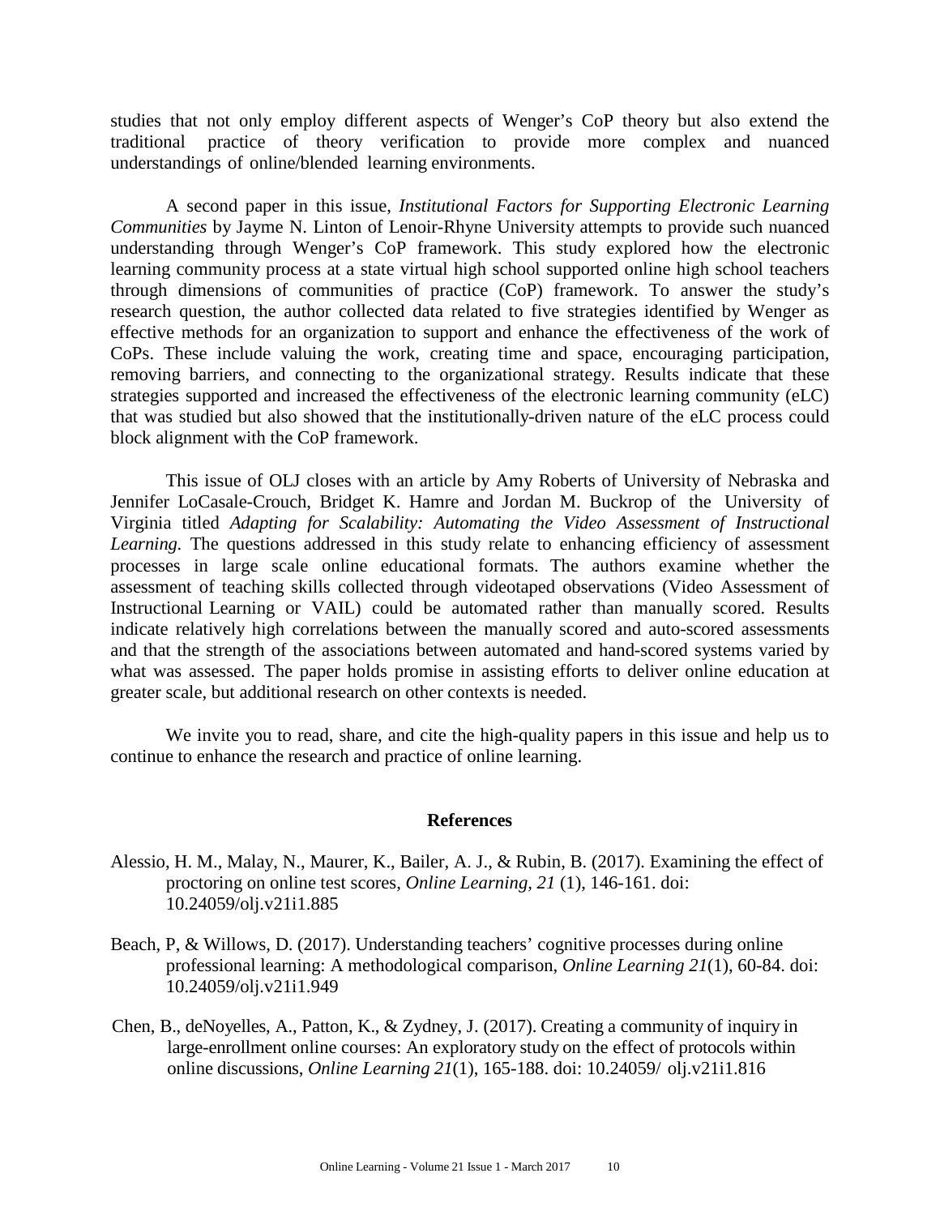studies that not only employ different aspects of Wenger's CoP theory but also extend the traditional practice of theory verification to provide more complex and nuanced understandings of online/blended learning environments.

A second paper in this issue, *Institutional Factors for Supporting Electronic Learning Communities* by Jayme N. Linton of Lenoir-Rhyne University attempts to provide such nuanced understanding through Wenger's CoP framework. This study explored how the electronic learning community process at a state virtual high school supported online high school teachers through dimensions of communities of practice (CoP) framework. To answer the study's research question, the author collected data related to five strategies identified by Wenger as effective methods for an organization to support and enhance the effectiveness of the work of CoPs. These include valuing the work, creating time and space, encouraging participation, removing barriers, and connecting to the organizational strategy. Results indicate that these strategies supported and increased the effectiveness of the electronic learning community (eLC) that was studied but also showed that the institutionally-driven nature of the eLC process could block alignment with the CoP framework.

This issue of OLJ closes with an article by Amy Roberts of University of Nebraska and Jennifer LoCasale-Crouch, Bridget K. Hamre and Jordan M. Buckrop of the University of Virginia titled *Adapting for Scalability: Automating the Video Assessment of Instructional Learning.* The questions addressed in this study relate to enhancing efficiency of assessment processes in large scale online educational formats. The authors examine whether the assessment of teaching skills collected through videotaped observations (Video Assessment of Instructional Learning or VAIL) could be automated rather than manually scored. Results indicate relatively high correlations between the manually scored and auto-scored assessments and that the strength of the associations between automated and hand-scored systems varied by what was assessed. The paper holds promise in assisting efforts to deliver online education at greater scale, but additional research on other contexts is needed.

We invite you to read, share, and cite the high-quality papers in this issue and help us to continue to enhance the research and practice of online learning.

## References

Alessio, H. M., Malay, N., Maurer, K., Bailer, A. J., & Rubin, B. (2017). Examining the effect of proctoring on online test scores, *Online Learning, 21* (1), 146-161. doi: 10.24059/olj.v21i1.885

Beach, P, & Willows, D. (2017). Understanding teachers' cognitive processes during online professional learning: A methodological comparison, *Online Learning 21*(1), 60-84. doi: 10.24059/olj.v21i1.949

Chen, B., deNoyelles, A., Patton, K., & Zydney, J. (2017). Creating a community of inquiry in large-enrollment online courses: An exploratory study on the effect of protocols within online discussions, *Online Learning 21*(1), 165-188. doi: 10.24059/ olj.v21i1.816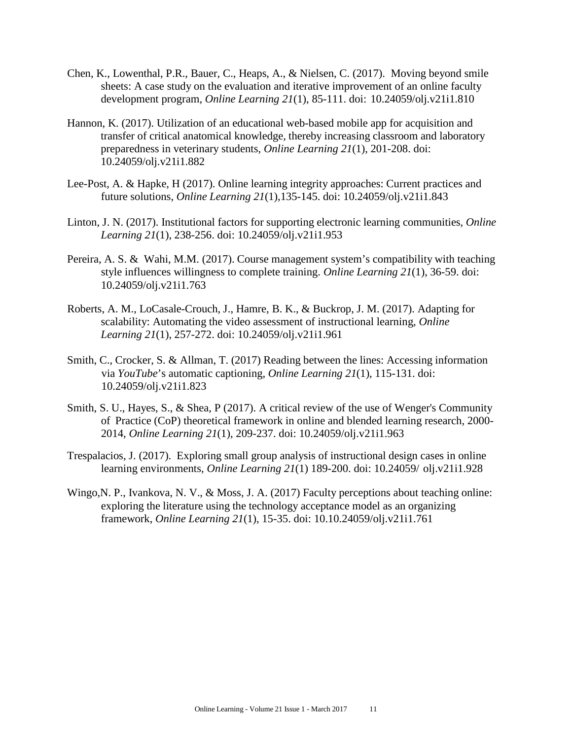Chen, K., Lowenthal, P.R., Bauer, C., Heaps, A., & Nielsen, C. (2017). Moving beyond smile sheets: A case study on the evaluation and iterative improvement of an online faculty development program, *Online Learning 21*(1), 85-111. doi: 10.24059/olj.v21i1.810

Hannon, K. (2017). Utilization of an educational web-based mobile app for acquisition and transfer of critical anatomical knowledge, thereby increasing classroom and laboratory preparedness in veterinary students, *Online Learning 21*(1), 201-208. doi: 10.24059/olj.v21i1.882

Lee-Post, A. & Hapke, H (2017). Online learning integrity approaches: Current practices and future solutions, *Online Learning 21*(1),135-145. doi: 10.24059/olj.v21i1.843

Linton, J. N. (2017). Institutional factors for supporting electronic learning communities, *Online Learning 21*(1), 238-256. doi: 10.24059/olj.v21i1.953

Pereira, A. S. & Wahi, M.M. (2017). Course management system's compatibility with teaching style influences willingness to complete training. *Online Learning 21*(1), 36-59. doi: 10.24059/olj.v21i1.763

Roberts, A. M., LoCasale-Crouch, J., Hamre, B. K., & Buckrop, J. M. (2017). Adapting for scalability: Automating the video assessment of instructional learning, *Online Learning 21*(1), 257-272. doi: 10.24059/olj.v21i1.961

Smith, C., Crocker, S. & Allman, T. (2017) Reading between the lines: Accessing information via *YouTube*'s automatic captioning, *Online Learning 21*(1), 115-131. doi: 10.24059/olj.v21i1.823

Smith, S. U., Hayes, S., & Shea, P (2017). A critical review of the use of Wenger's Community of Practice (CoP) theoretical framework in online and blended learning research, 2000-2014, *Online Learning 21*(1), 209-237. doi: 10.24059/olj.v21i1.963

Trespalacios, J. (2017). Exploring small group analysis of instructional design cases in online learning environments, *Online Learning 21*(1) 189-200. doi: 10.24059/ olj.v21i1.928

Wingo,N. P., Ivankova, N. V., & Moss, J. A. (2017) Faculty perceptions about teaching online: exploring the literature using the technology acceptance model as an organizing framework, *Online Learning 21*(1), 15-35. doi: 10.10.24059/olj.v21i1.761